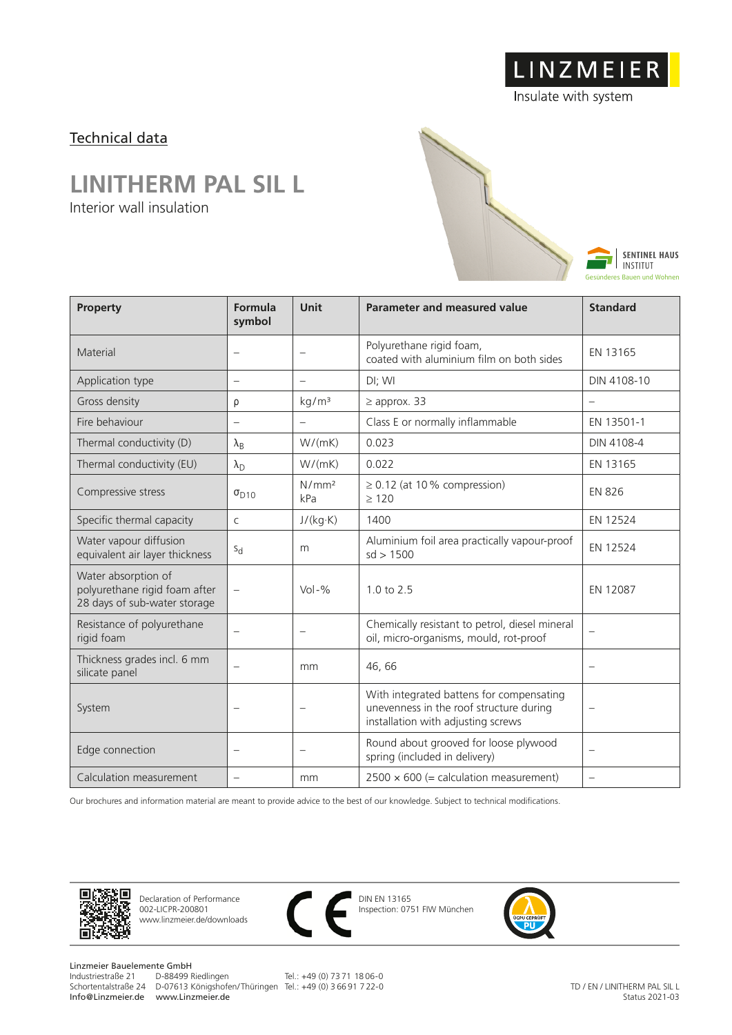LINZMEIER

Insulate with system

Technical data

# LINITHERM PAL SIL L

Interior wall insulation

SENTINEL HAUS INSTITUT
Gesünderes Bauen und Wohnen

| Property | Formula symbol | Unit | Parameter and measured value | Standard |
|---|---|---|---|---|
| Material | – | – | Polyurethane rigid foam, coated with aluminium film on both sides | EN 13165 |
| Application type | – | – | DI; WI | DIN 4108-10 |
| Gross density | ρ | kg/m³ | ≥ approx. 33 | – |
| Fire behaviour | – | – | Class E or normally inflammable | EN 13501-1 |
| Thermal conductivity (D) | $\lambda_B$ | W/(mK) | 0.023 | DIN 4108-4 |
| Thermal conductivity (EU) | $\lambda_D$ | W/(mK) | 0.022 | EN 13165 |
| Compressive stress | $\sigma_{D10}$ | N/mm² kPa | ≥ 0.12 (at 10 % compression) ≥ 120 | EN 826 |
| Specific thermal capacity | c | J/(kg·K) | 1400 | EN 12524 |
| Water vapour diffusion equivalent air layer thickness | $s_d$ | m | Aluminium foil area practically vapour-proof sd > 1500 | EN 12524 |
| Water absorption of polyurethane rigid foam after 28 days of sub-water storage | – | Vol-% | 1.0 to 2.5 | EN 12087 |
| Resistance of polyurethane rigid foam | – | – | Chemically resistant to petrol, diesel mineral oil, micro-organisms, mould, rot-proof | – |
| Thickness grades incl. 6 mm silicate panel | – | mm | 46, 66 | – |
| System | – | – | With integrated battens for compensating unevenness in the roof structure during installation with adjusting screws | – |
| Edge connection | – | – | Round about grooved for loose plywood spring (included in delivery) | – |
| Calculation measurement | – | mm | 2500 × 600 (= calculation measurement) | – |

Our brochures and information material are meant to provide advice to the best of our knowledge. Subject to technical modifications.

Declaration of Performance
002-LICPR-200801
www.linzmeier.de/downloads

DIN EN 13165
Inspection: 0751 FIW München

Linzmeier Bauelemente GmbH
Industriestraße 21 D-88499 Riedlingen Tel.: +49 (0) 73 71 18 06-0
Schortentalstraße 24 D-07613 Königshofen/Thüringen Tel.: +49 (0) 3 66 91 7 22-0
Info@Linzmeier.de www.Linzmeier.de

TD / EN / LINITHERM PAL SIL L
Status 2021-03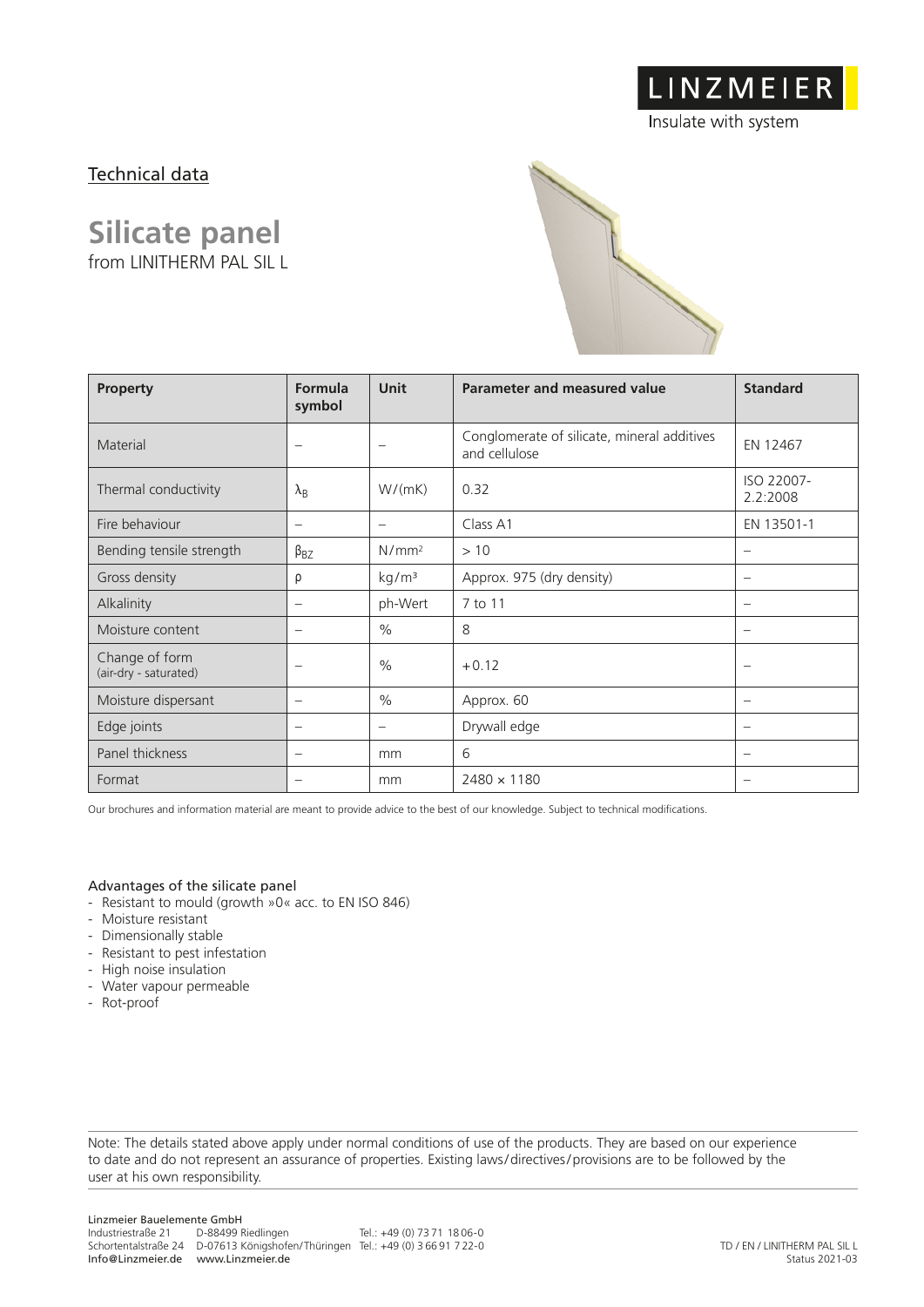LINZMEIER
Insulate with system

Technical data

# Silicate panel

from LINITHERM PAL SIL L

| Property | Formula symbol | Unit | Parameter and measured value | Standard |
|---|---|---|---|---|
| Material | – | – | Conglomerate of silicate, mineral additives and cellulose | EN 12467 |
| Thermal conductivity | $\lambda_B$ | W/(mK) | 0.32 | ISO 22007-2.2:2008 |
| Fire behaviour | – | – | Class A1 | EN 13501-1 |
| Bending tensile strength | $\beta_{BZ}$ | N/mm² | > 10 | – |
| Gross density | ρ | kg/m³ | Approx. 975 (dry density) | – |
| Alkalinity | – | ph-Wert | 7 to 11 | – |
| Moisture content | – | % | 8 | – |
| Change of form (air-dry - saturated) | – | % | +0.12 | – |
| Moisture dispersant | – | % | Approx. 60 | – |
| Edge joints | – | – | Drywall edge | – |
| Panel thickness | – | mm | 6 | – |
| Format | – | mm | 2480 × 1180 | – |

Our brochures and information material are meant to provide advice to the best of our knowledge. Subject to technical modifications.

### Advantages of the silicate panel

- Resistant to mould (growth »0« acc. to EN ISO 846)
- Moisture resistant
- Dimensionally stable
- Resistant to pest infestation
- High noise insulation
- Water vapour permeable
- Rot-proof

Note: The details stated above apply under normal conditions of use of the products. They are based on our experience to date and do not represent an assurance of properties. Existing laws/directives/provisions are to be followed by the user at his own responsibility.

Linzmeier Bauelemente GmbH
Industriestraße 21 D-88499 Riedlingen Tel.: +49 (0) 73 71 18 06-0
Schortentalstraße 24 D-07613 Königshofen/Thüringen Tel.: +49 (0) 3 66 91 7 22-0
Info@Linzmeier.de www.Linzmeier.de

TD / EN / LINITHERM PAL SIL L
Status 2021-03